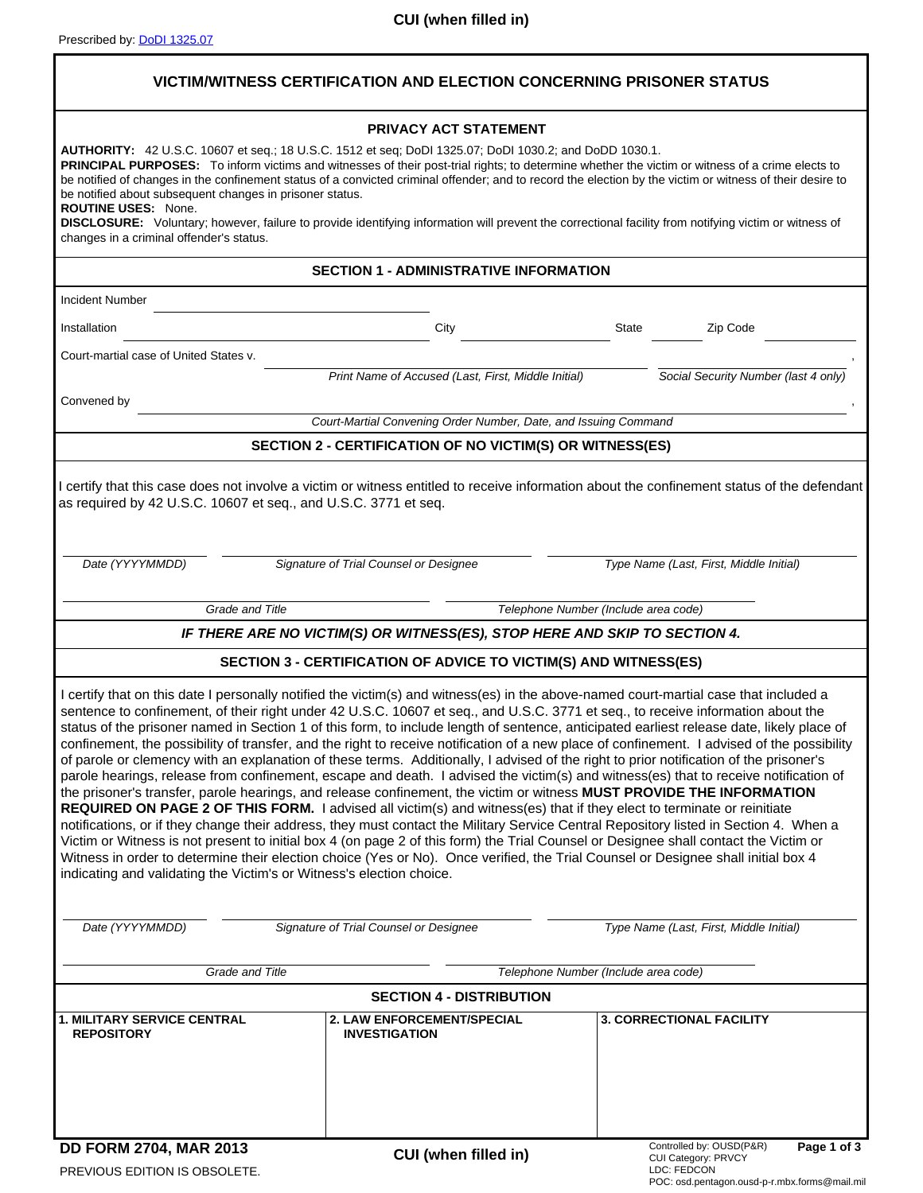CUI (when filled in)

Prescribed by: DoDI 1325.07

# VICTIM/WITNESS CERTIFICATION AND ELECTION CONCERNING PRISONER STATUS

## PRIVACY ACT STATEMENT

**AUTHORITY:** 42 U.S.C. 10607 et seq.; 18 U.S.C. 1512 et seq; DoDI 1325.07; DoDI 1030.2; and DoDD 1030.1.

**PRINCIPAL PURPOSES:** To inform victims and witnesses of their post-trial rights; to determine whether the victim or witness of a crime elects to be notified of changes in the confinement status of a convicted criminal offender; and to record the election by the victim or witness of their desire to be notified about subsequent changes in prisoner status.

**ROUTINE USES:** None.

**DISCLOSURE:** Voluntary; however, failure to provide identifying information will prevent the correctional facility from notifying victim or witness of changes in a criminal offender's status.

## SECTION 1 - ADMINISTRATIVE INFORMATION

Incident Number ______________________

Installation ______________________ City ______________________ State __________ Zip Code __________

Court-martial case of United States v. ______________________ , ______________________

*Print Name of Accused (Last, First, Middle Initial)* — *Social Security Number (last 4 only)*

Convened by ______________________ ,

*Court-Martial Convening Order Number, Date, and Issuing Command*

## SECTION 2 - CERTIFICATION OF NO VICTIM(S) OR WITNESS(ES)

I certify that this case does not involve a victim or witness entitled to receive information about the confinement status of the defendant as required by 42 U.S.C. 10607 et seq., and U.S.C. 3771 et seq.

| *Date (YYYYMMDD)* | *Signature of Trial Counsel or Designee* | *Type Name (Last, First, Middle Initial)* |
|---|---|---|
| *Grade and Title* | *Telephone Number (Include area code)* | |

***IF THERE ARE NO VICTIM(S) OR WITNESS(ES), STOP HERE AND SKIP TO SECTION 4.***

## SECTION 3 - CERTIFICATION OF ADVICE TO VICTIM(S) AND WITNESS(ES)

I certify that on this date I personally notified the victim(s) and witness(es) in the above-named court-martial case that included a sentence to confinement, of their right under 42 U.S.C. 10607 et seq., and U.S.C. 3771 et seq., to receive information about the status of the prisoner named in Section 1 of this form, to include length of sentence, anticipated earliest release date, likely place of confinement, the possibility of transfer, and the right to receive notification of a new place of confinement. I advised of the possibility of parole or clemency with an explanation of these terms. Additionally, I advised of the right to prior notification of the prisoner's parole hearings, release from confinement, escape and death. I advised the victim(s) and witness(es) that to receive notification of the prisoner's transfer, parole hearings, and release confinement, the victim or witness **MUST PROVIDE THE INFORMATION REQUIRED ON PAGE 2 OF THIS FORM.** I advised all victim(s) and witness(es) that if they elect to terminate or reinitiate notifications, or if they change their address, they must contact the Military Service Central Repository listed in Section 4. When a Victim or Witness is not present to initial box 4 (on page 2 of this form) the Trial Counsel or Designee shall contact the Victim or Witness in order to determine their election choice (Yes or No). Once verified, the Trial Counsel or Designee shall initial box 4 indicating and validating the Victim's or Witness's election choice.

| *Date (YYYYMMDD)* | *Signature of Trial Counsel or Designee* | *Type Name (Last, First, Middle Initial)* |
|---|---|---|
| *Grade and Title* | *Telephone Number (Include area code)* | |

## SECTION 4 - DISTRIBUTION

| 1. MILITARY SERVICE CENTRAL REPOSITORY | 2. LAW ENFORCEMENT/SPECIAL INVESTIGATION | 3. CORRECTIONAL FACILITY |
|---|---|---|
| | | |

DD FORM 2704, MAR 2013

PREVIOUS EDITION IS OBSOLETE.

CUI (when filled in)

Controlled by: OUSD(P&R)
CUI Category: PRVCY
LDC: FEDCON
POC: osd.pentagon.ousd-p-r.mbx.forms@mail.mil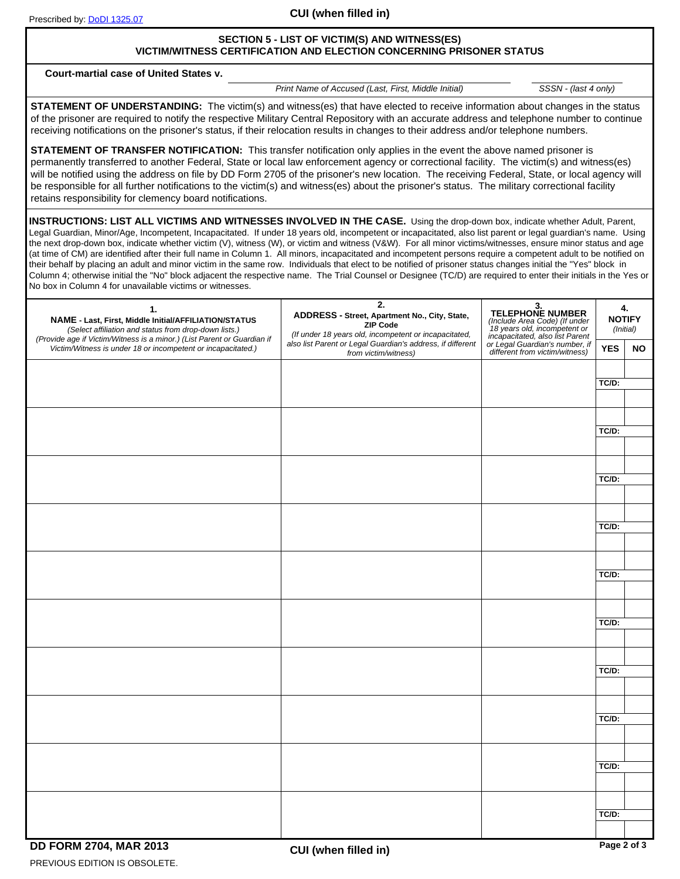Prescribed by: DoDI 1325.07

CUI (when filled in)

## SECTION 5 - LIST OF VICTIM(S) AND WITNESS(ES)
## VICTIM/WITNESS CERTIFICATION AND ELECTION CONCERNING PRISONER STATUS

**Court-martial case of United States v.** ______________________________ ______________

*Print Name of Accused (Last, First, Middle Initial)* — *SSSN - (last 4 only)*

**STATEMENT OF UNDERSTANDING:** The victim(s) and witness(es) that have elected to receive information about changes in the status of the prisoner are required to notify the respective Military Central Repository with an accurate address and telephone number to continue receiving notifications on the prisoner's status, if their relocation results in changes to their address and/or telephone numbers.

**STATEMENT OF TRANSFER NOTIFICATION:** This transfer notification only applies in the event the above named prisoner is permanently transferred to another Federal, State or local law enforcement agency or correctional facility. The victim(s) and witness(es) will be notified using the address on file by DD Form 2705 of the prisoner's new location. The receiving Federal, State, or local agency will be responsible for all further notifications to the victim(s) and witness(es) about the prisoner's status. The military correctional facility retains responsibility for clemency board notifications.

**INSTRUCTIONS: LIST ALL VICTIMS AND WITNESSES INVOLVED IN THE CASE.** Using the drop-down box, indicate whether Adult, Parent, Legal Guardian, Minor/Age, Incompetent, Incapacitated. If under 18 years old, incompetent or incapacitated, also list parent or legal guardian's name. Using the next drop-down box, indicate whether victim (V), witness (W), or victim and witness (V&W). For all minor victims/witnesses, ensure minor status and age (at time of CM) are identified after their full name in Column 1. All minors, incapacitated and incompetent persons require a competent adult to be notified on their behalf by placing an adult and minor victim in the same row. Individuals that elect to be notified of prisoner status changes initial the "Yes" block in Column 4; otherwise initial the "No" block adjacent the respective name. The Trial Counsel or Designee (TC/D) are required to enter their initials in the Yes or No box in Column 4 for unavailable victims or witnesses.

| 1. NAME - Last, First, Middle Initial/AFFILIATION/STATUS *(Select affiliation and status from drop-down lists.) (Provide age if Victim/Witness is a minor.) (List Parent or Guardian if Victim/Witness is under 18 or incompetent or incapacitated.)* | 2. ADDRESS - Street, Apartment No., City, State, ZIP Code *(If under 18 years old, incompetent or incapacitated, also list Parent or Legal Guardian's address, if different from victim/witness)* | 3. TELEPHONE NUMBER *(Include Area Code) (If under 18 years old, incompetent or incapacitated, also list Parent or Legal Guardian's number, if different from victim/witness)* | 4. NOTIFY *(Initial)* | |
|---|---|---|---|---|
| | | | YES | NO |
| | | | | |
| | | | TC/D: | |
| | | | | |
| | | | TC/D: | |
| | | | | |
| | | | TC/D: | |
| | | | | |
| | | | TC/D: | |
| | | | | |
| | | | TC/D: | |
| | | | | |
| | | | TC/D: | |
| | | | | |
| | | | TC/D: | |
| | | | | |
| | | | TC/D: | |
| | | | | |
| | | | TC/D: | |
| | | | | |
| | | | TC/D: | |

DD FORM 2704, MAR 2013

PREVIOUS EDITION IS OBSOLETE.

CUI (when filled in)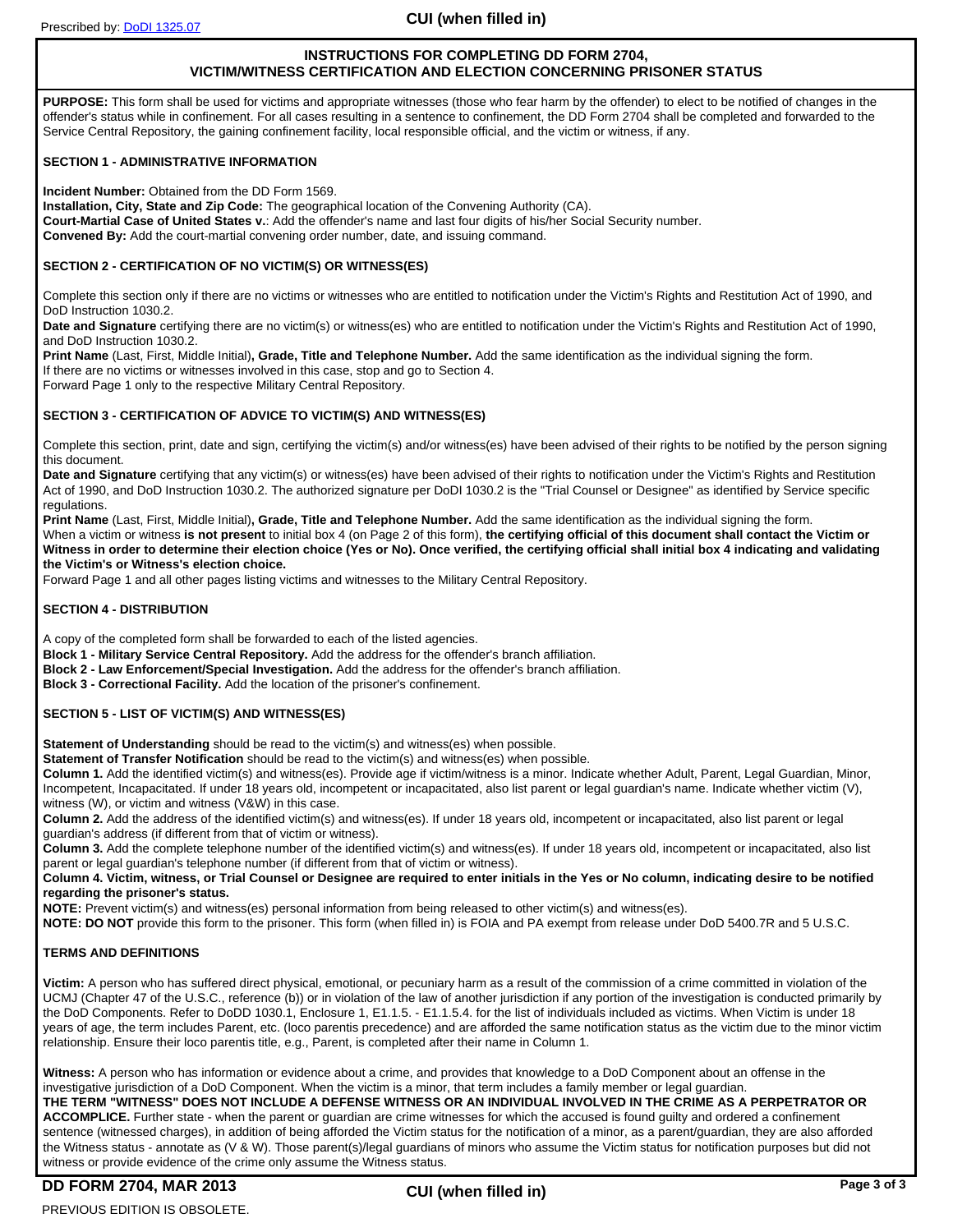Prescribed by: DoDI 1325.07

## INSTRUCTIONS FOR COMPLETING DD FORM 2704, VICTIM/WITNESS CERTIFICATION AND ELECTION CONCERNING PRISONER STATUS

**PURPOSE:** This form shall be used for victims and appropriate witnesses (those who fear harm by the offender) to elect to be notified of changes in the offender's status while in confinement. For all cases resulting in a sentence to confinement, the DD Form 2704 shall be completed and forwarded to the Service Central Repository, the gaining confinement facility, local responsible official, and the victim or witness, if any.

### SECTION 1 - ADMINISTRATIVE INFORMATION

**Incident Number:** Obtained from the DD Form 1569.
**Installation, City, State and Zip Code:** The geographical location of the Convening Authority (CA).
**Court-Martial Case of United States v.**: Add the offender's name and last four digits of his/her Social Security number.
**Convened By:** Add the court-martial convening order number, date, and issuing command.

### SECTION 2 - CERTIFICATION OF NO VICTIM(S) OR WITNESS(ES)

Complete this section only if there are no victims or witnesses who are entitled to notification under the Victim's Rights and Restitution Act of 1990, and DoD Instruction 1030.2.
**Date and Signature** certifying there are no victim(s) or witness(es) who are entitled to notification under the Victim's Rights and Restitution Act of 1990, and DoD Instruction 1030.2.
**Print Name** (Last, First, Middle Initial)**, Grade, Title and Telephone Number.** Add the same identification as the individual signing the form.
If there are no victims or witnesses involved in this case, stop and go to Section 4.
Forward Page 1 only to the respective Military Central Repository.

### SECTION 3 - CERTIFICATION OF ADVICE TO VICTIM(S) AND WITNESS(ES)

Complete this section, print, date and sign, certifying the victim(s) and/or witness(es) have been advised of their rights to be notified by the person signing this document.
**Date and Signature** certifying that any victim(s) or witness(es) have been advised of their rights to notification under the Victim's Rights and Restitution Act of 1990, and DoD Instruction 1030.2. The authorized signature per DoDI 1030.2 is the "Trial Counsel or Designee" as identified by Service specific regulations.
**Print Name** (Last, First, Middle Initial)**, Grade, Title and Telephone Number.** Add the same identification as the individual signing the form.
When a victim or witness **is not present** to initial box 4 (on Page 2 of this form), **the certifying official of this document shall contact the Victim or Witness in order to determine their election choice (Yes or No). Once verified, the certifying official shall initial box 4 indicating and validating the Victim's or Witness's election choice.**
Forward Page 1 and all other pages listing victims and witnesses to the Military Central Repository.

### SECTION 4 - DISTRIBUTION

A copy of the completed form shall be forwarded to each of the listed agencies.
**Block 1 - Military Service Central Repository.** Add the address for the offender's branch affiliation.
**Block 2 - Law Enforcement/Special Investigation.** Add the address for the offender's branch affiliation.
**Block 3 - Correctional Facility.** Add the location of the prisoner's confinement.

### SECTION 5 - LIST OF VICTIM(S) AND WITNESS(ES)

**Statement of Understanding** should be read to the victim(s) and witness(es) when possible.
**Statement of Transfer Notification** should be read to the victim(s) and witness(es) when possible.
**Column 1.** Add the identified victim(s) and witness(es). Provide age if victim/witness is a minor. Indicate whether Adult, Parent, Legal Guardian, Minor, Incompetent, Incapacitated. If under 18 years old, incompetent or incapacitated, also list parent or legal guardian's name. Indicate whether victim (V), witness (W), or victim and witness (V&W) in this case.
**Column 2.** Add the address of the identified victim(s) and witness(es). If under 18 years old, incompetent or incapacitated, also list parent or legal guardian's address (if different from that of victim or witness).
**Column 3.** Add the complete telephone number of the identified victim(s) and witness(es). If under 18 years old, incompetent or incapacitated, also list parent or legal guardian's telephone number (if different from that of victim or witness).
**Column 4. Victim, witness, or Trial Counsel or Designee are required to enter initials in the Yes or No column, indicating desire to be notified regarding the prisoner's status.**
**NOTE:** Prevent victim(s) and witness(es) personal information from being released to other victim(s) and witness(es).
**NOTE: DO NOT** provide this form to the prisoner. This form (when filled in) is FOIA and PA exempt from release under DoD 5400.7R and 5 U.S.C.

### TERMS AND DEFINITIONS

**Victim:** A person who has suffered direct physical, emotional, or pecuniary harm as a result of the commission of a crime committed in violation of the UCMJ (Chapter 47 of the U.S.C., reference (b)) or in violation of the law of another jurisdiction if any portion of the investigation is conducted primarily by the DoD Components. Refer to DoDD 1030.1, Enclosure 1, E1.1.5. - E1.1.5.4. for the list of individuals included as victims. When Victim is under 18 years of age, the term includes Parent, etc. (loco parentis precedence) and are afforded the same notification status as the victim due to the minor victim relationship. Ensure their loco parentis title, e.g., Parent, is completed after their name in Column 1.

**Witness:** A person who has information or evidence about a crime, and provides that knowledge to a DoD Component about an offense in the investigative jurisdiction of a DoD Component. When the victim is a minor, that term includes a family member or legal guardian.
**THE TERM "WITNESS" DOES NOT INCLUDE A DEFENSE WITNESS OR AN INDIVIDUAL INVOLVED IN THE CRIME AS A PERPETRATOR OR ACCOMPLICE.** Further state - when the parent or guardian are crime witnesses for which the accused is found guilty and ordered a confinement sentence (witnessed charges), in addition of being afforded the Victim status for the notification of a minor, as a parent/guardian, they are also afforded the Witness status - annotate as (V & W). Those parent(s)/legal guardians of minors who assume the Victim status for notification purposes but did not witness or provide evidence of the crime only assume the Witness status.

DD FORM 2704, MAR 2013

PREVIOUS EDITION IS OBSOLETE.